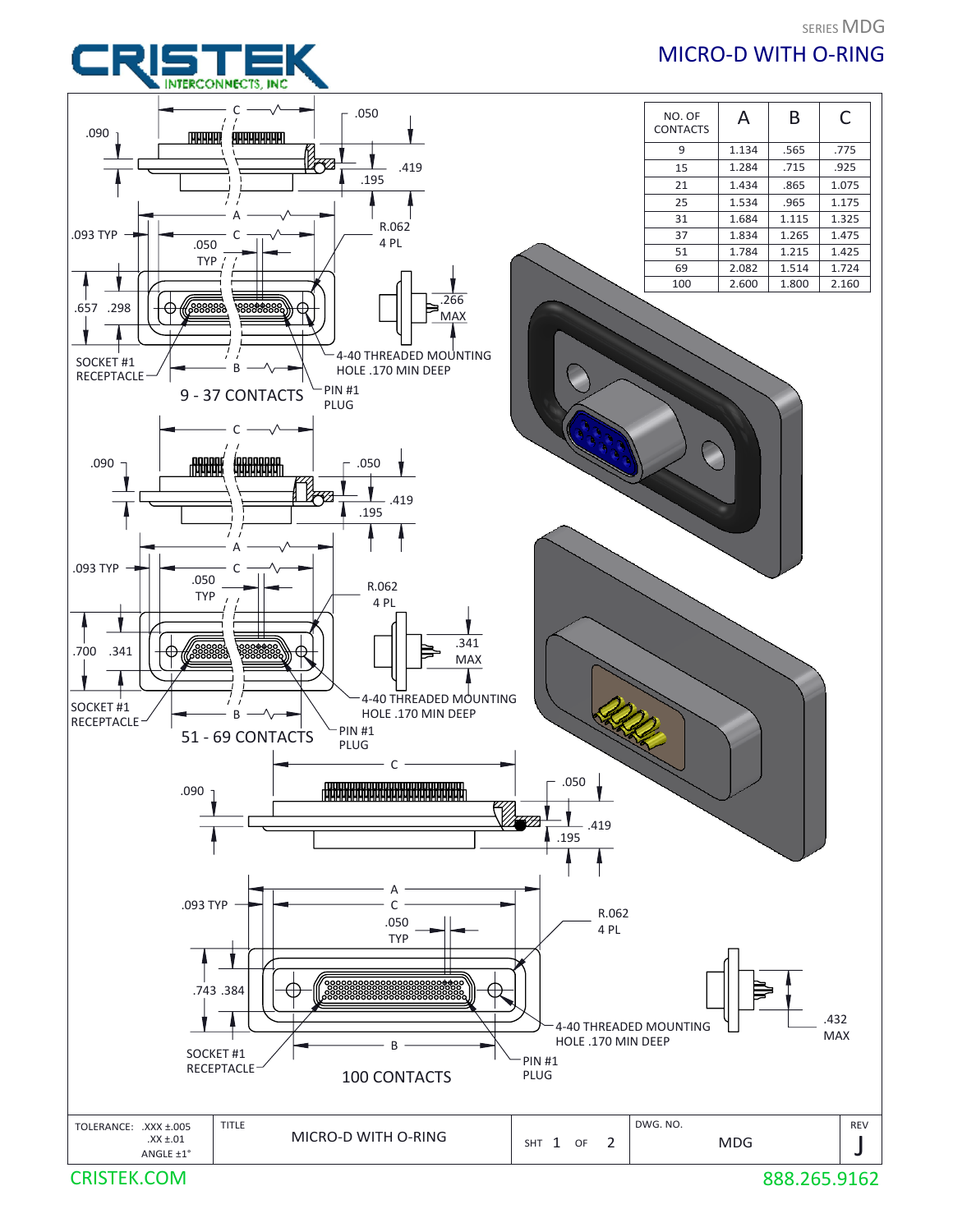# CRISTEK INTERCONNECTS, INC

SERIES MDG

## MICRO-D WITH O-RING

| NO. OF CONTACTS | A | B | C |
|---|---|---|---|
| 9 | 1.134 | .565 | .775 |
| 15 | 1.284 | .715 | .925 |
| 21 | 1.434 | .865 | 1.075 |
| 25 | 1.534 | .965 | 1.175 |
| 31 | 1.684 | 1.115 | 1.325 |
| 37 | 1.834 | 1.265 | 1.475 |
| 51 | 1.784 | 1.215 | 1.425 |
| 69 | 2.082 | 1.514 | 1.724 |
| 100 | 2.600 | 1.800 | 2.160 |

### 9 - 37 CONTACTS

C, .090, .050, .419, .195, A, .093 TYP, C, .050 TYP, R.062 4 PL, .657, .298, .266 MAX, SOCKET #1 RECEPTACLE, B, 4-40 THREADED MOUNTING HOLE .170 MIN DEEP, PIN #1 PLUG

### 51 - 69 CONTACTS

C, .090, .050, .419, .195, A, .093 TYP, C, .050 TYP, R.062 4 PL, .700, .341, .341 MAX, SOCKET #1 RECEPTACLE, B, 4-40 THREADED MOUNTING HOLE .170 MIN DEEP, PIN #1 PLUG

### 100 CONTACTS

C, .090, .050, .419, .195, A, C, .093 TYP, .050 TYP, R.062 4 PL, .743, .384, .432 MAX, 4-40 THREADED MOUNTING HOLE .170 MIN DEEP, SOCKET #1 RECEPTACLE, B, PIN #1 PLUG

| TOLERANCE: .XXX ±.005 .XX ±.01 ANGLE ±1° | TITLE MICRO-D WITH O-RING | SHT 1 OF 2 | DWG. NO. MDG | REV J |
|---|---|---|---|---|

CRISTEK.COM 888.265.9162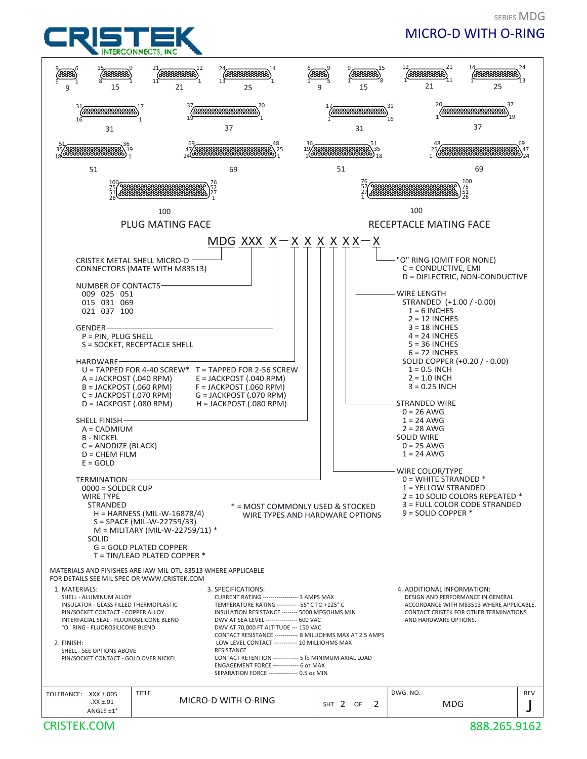SERIES MDG

# MICRO-D WITH O-RING

CRISTEK INTERCONNECTS, INC

9 15 21 25 31 37 51 69 100

PLUG MATING FACE

9 15 21 25 31 37 51 69 100

RECEPTACLE MATING FACE

## MDG XXX X—X X X X XX—X

**CRISTEK METAL SHELL MICRO-D CONNECTORS (MATE WITH M83513)**

**NUMBER OF CONTACTS**
- 009 025 051
- 015 031 069
- 021 037 100

**GENDER**
- P = PIN, PLUG SHELL
- S = SOCKET, RECEPTACLE SHELL

**HARDWARE**
- U = TAPPED FOR 4-40 SCREW*
- A = JACKPOST (.040 RPM)
- B = JACKPOST (.060 RPM)
- C = JACKPOST (.070 RPM)
- D = JACKPOST (.080 RPM)
- T = TAPPED FOR 2-56 SCREW
- E = JACKPOST (.040 RPM)
- F = JACKPOST (.060 RPM)
- G = JACKPOST (.070 RPM)
- H = JACKPOST (.080 RPM)

**SHELL FINISH**
- A = CADMIUM
- B - NICKEL
- C = ANODIZE (BLACK)
- D = CHEM FILM
- E = GOLD

**TERMINATION**
- 0000 = SOLDER CUP
- WIRE TYPE
  - STRANDED
    - H = HARNESS (MIL-W-16878/4)
    - S = SPACE (MIL-W-22759/33)
    - M = MILITARY (MIL-W-22759/11) *
  - SOLID
    - G = GOLD PLATED COPPER
    - T = TIN/LEAD PLATED COPPER *

* = MOST COMMONLY USED & STOCKED WIRE TYPES AND HARDWARE OPTIONS

**"O" RING (OMIT FOR NONE)**
- C = CONDUCTIVE, EMI
- D = DIELECTRIC, NON-CONDUCTIVE

**WIRE LENGTH**
- STRANDED (+1.00 / -0.00)
  - 1 = 6 INCHES
  - 2 = 12 INCHES
  - 3 = 18 INCHES
  - 4 = 24 INCHES
  - 5 = 36 INCHES
  - 6 = 72 INCHES
- SOLID COPPER (+0.20 / - 0.00)
  - 1 = 0.5 INCH
  - 2 = 1.0 INCH
  - 3 = 0.25 INCH

**STRANDED WIRE**
- 0 = 26 AWG
- 1 = 24 AWG
- 2 = 28 AWG

**SOLID WIRE**
- 0 = 25 AWG
- 1 = 24 AWG

**WIRE COLOR/TYPE**
- 0 = WHITE STRANDED *
- 1 = YELLOW STRANDED
- 2 = 10 SOLID COLORS REPEATED *
- 3 = FULL COLOR CODE STRANDED
- 9 = SOLID COPPER *

MATERIALS AND FINISHES ARE IAW MIL-DTL-83513 WHERE APPLICABLE
FOR DETAILS SEE MIL SPEC OR WWW.CRISTEK.COM

1. MATERIALS:
   - SHELL - ALUMINUM ALLOY
   - INSULATOR - GLASS FILLED THERMOPLASTIC
   - PIN/SOCKET CONTACT - COPPER ALLOY
   - INTERFACIAL SEAL - FLUOROSILICONE BLEND
   - "O" RING - FLUOROSILICONE BLEND

2. FINISH:
   - SHELL - SEE OPTIONS ABOVE
   - PIN/SOCKET CONTACT - GOLD OVER NICKEL

3. SPECIFICATIONS:
   - CURRENT RATING ------------------ 3 AMPS MAX
   - TEMPERATURE RATING ---------- -55° C TO +125° C
   - INSULATION RESISTANCE -------- 5000 MEGOHMS MIN
   - DWV AT SEA LEVEL --------------- 600 VAC
   - DWV AT 70,000 FT ALTITUDE --- 150 VAC
   - CONTACT RESISTANCE ----------- 8 MILLIOHMS MAX AT 2.5 AMPS
   - LOW LEVEL CONTACT ----------- 10 MILLIOHMS MAX RESISTANCE
   - CONTACT RETENTION ------------ 5 lb MINIMUM AXIAL LOAD
   - ENGAGEMENT FORCE ------------- 6 oz MAX
   - SEPARATION FORCE -------------- 0.5 oz MIN

4. ADDITIONAL INFORMATION:
   DESIGN AND PERFORMANCE IN GENERAL ACCORDANCE WITH M83513 WHERE APPLICABLE. CONTACT CRISTEK FOR OTHER TERMINATIONS AND HARDWARE OPTIONS.

| TOLERANCE: .XXX ±.005 .XX ±.01 ANGLE ±1° | TITLE MICRO-D WITH O-RING | SHT 2 OF 2 | DWG. NO. MDG | REV J |
|---|---|---|---|---|

CRISTEK.COM 888.265.9162